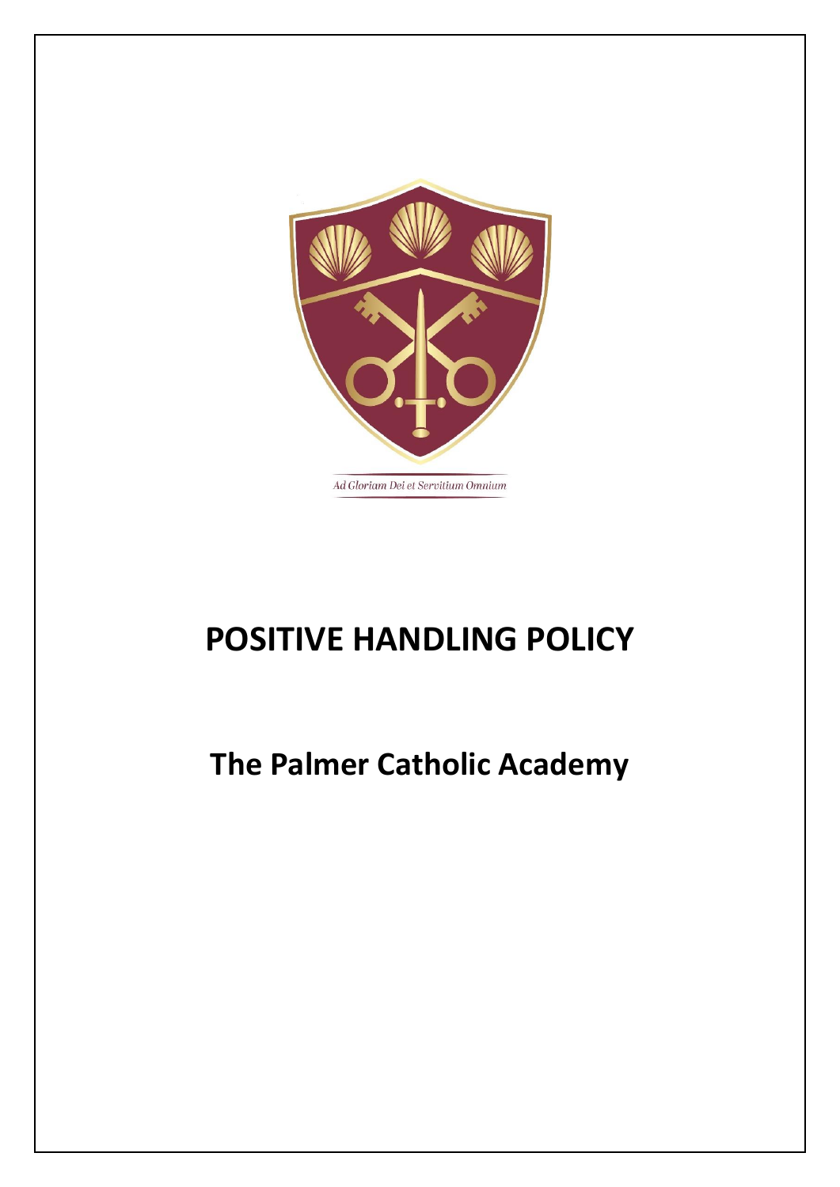Ad Gloriam Dei et Servitium Omnium

# POSITIVE HANDLING POLICY

## The Palmer Catholic Academy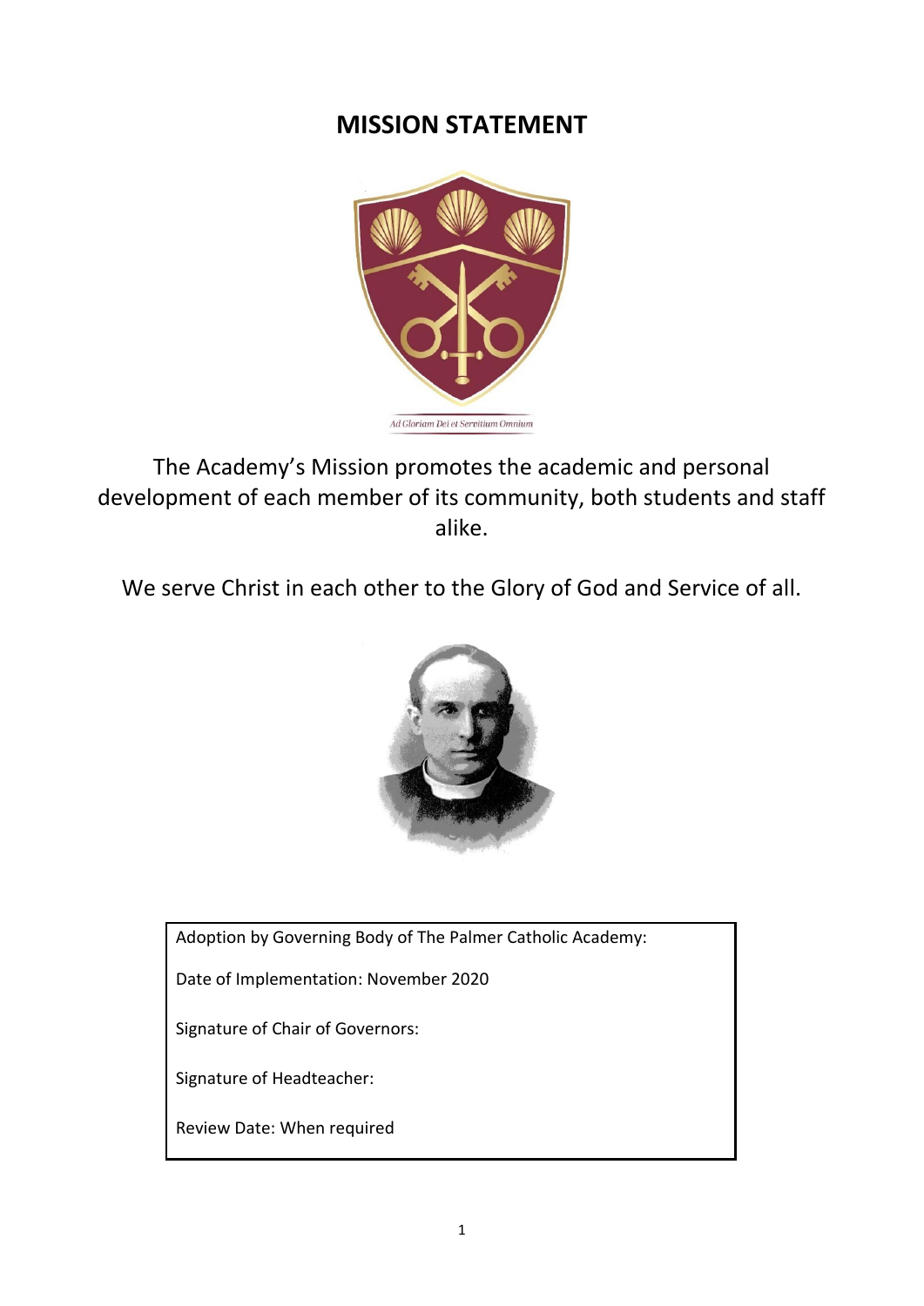# MISSION STATEMENT

Ad Gloriam Dei et Servitium Omnium

The Academy's Mission promotes the academic and personal development of each member of its community, both students and staff alike.

We serve Christ in each other to the Glory of God and Service of all.

| Adoption by Governing Body of The Palmer Catholic Academy: |
|---|
| Date of Implementation: November 2020 |
| Signature of Chair of Governors: |
| Signature of Headteacher: |
| Review Date: When required |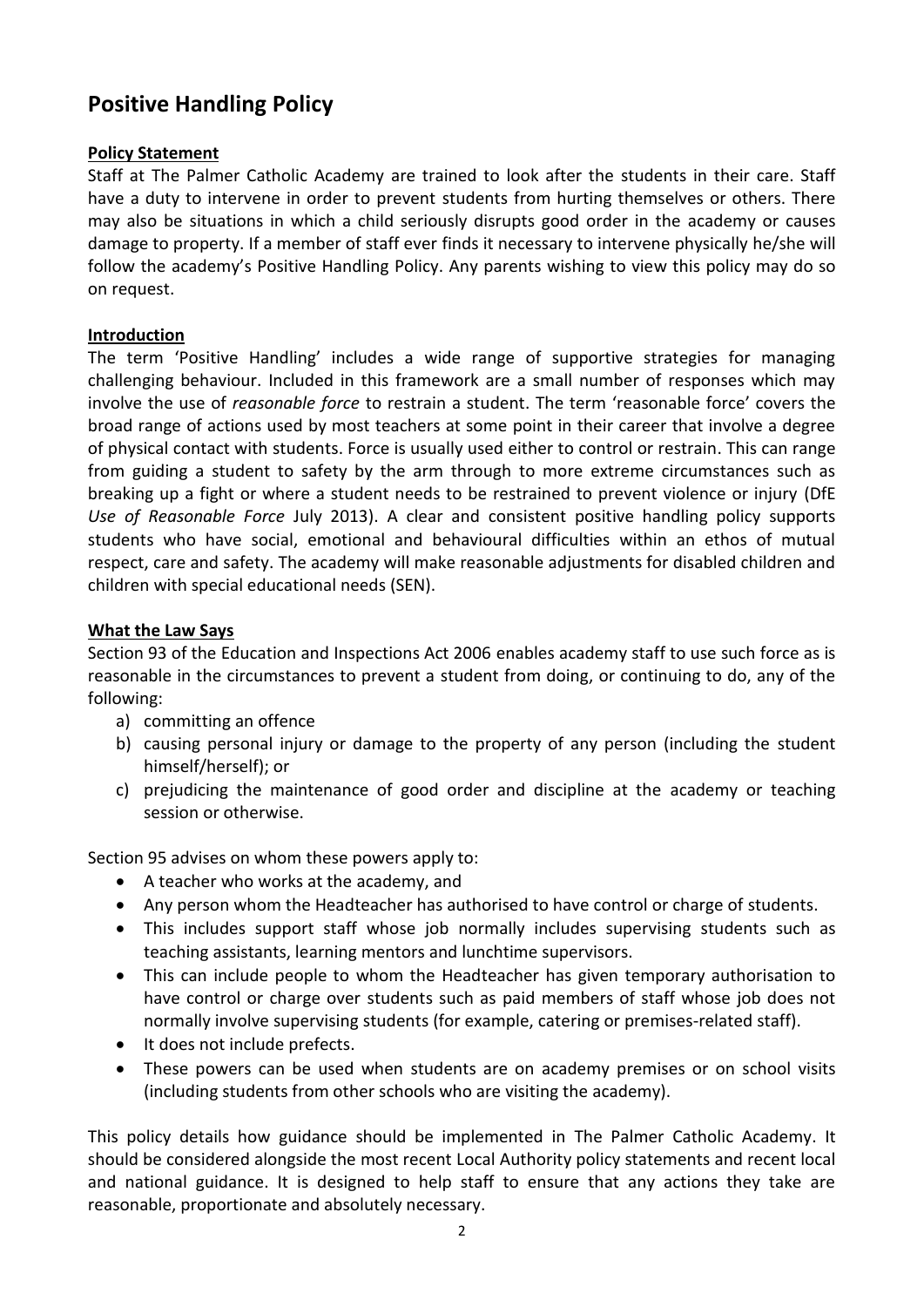# Positive Handling Policy

**Policy Statement**

Staff at The Palmer Catholic Academy are trained to look after the students in their care. Staff have a duty to intervene in order to prevent students from hurting themselves or others. There may also be situations in which a child seriously disrupts good order in the academy or causes damage to property. If a member of staff ever finds it necessary to intervene physically he/she will follow the academy's Positive Handling Policy. Any parents wishing to view this policy may do so on request.

**Introduction**

The term 'Positive Handling' includes a wide range of supportive strategies for managing challenging behaviour. Included in this framework are a small number of responses which may involve the use of *reasonable force* to restrain a student. The term 'reasonable force' covers the broad range of actions used by most teachers at some point in their career that involve a degree of physical contact with students. Force is usually used either to control or restrain. This can range from guiding a student to safety by the arm through to more extreme circumstances such as breaking up a fight or where a student needs to be restrained to prevent violence or injury (DfE *Use of Reasonable Force* July 2013). A clear and consistent positive handling policy supports students who have social, emotional and behavioural difficulties within an ethos of mutual respect, care and safety. The academy will make reasonable adjustments for disabled children and children with special educational needs (SEN).

**What the Law Says**

Section 93 of the Education and Inspections Act 2006 enables academy staff to use such force as is reasonable in the circumstances to prevent a student from doing, or continuing to do, any of the following:

a) committing an offence
b) causing personal injury or damage to the property of any person (including the student himself/herself); or
c) prejudicing the maintenance of good order and discipline at the academy or teaching session or otherwise.

Section 95 advises on whom these powers apply to:

- A teacher who works at the academy, and
- Any person whom the Headteacher has authorised to have control or charge of students.
- This includes support staff whose job normally includes supervising students such as teaching assistants, learning mentors and lunchtime supervisors.
- This can include people to whom the Headteacher has given temporary authorisation to have control or charge over students such as paid members of staff whose job does not normally involve supervising students (for example, catering or premises-related staff).
- It does not include prefects.
- These powers can be used when students are on academy premises or on school visits (including students from other schools who are visiting the academy).

This policy details how guidance should be implemented in The Palmer Catholic Academy. It should be considered alongside the most recent Local Authority policy statements and recent local and national guidance. It is designed to help staff to ensure that any actions they take are reasonable, proportionate and absolutely necessary.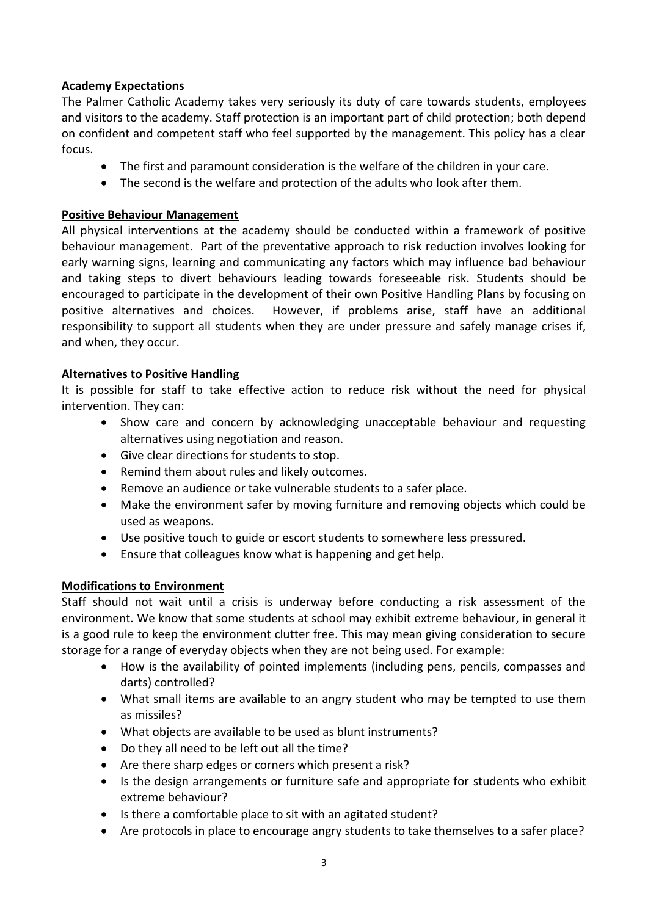## Academy Expectations

The Palmer Catholic Academy takes very seriously its duty of care towards students, employees and visitors to the academy. Staff protection is an important part of child protection; both depend on confident and competent staff who feel supported by the management. This policy has a clear focus.

- The first and paramount consideration is the welfare of the children in your care.
- The second is the welfare and protection of the adults who look after them.

## Positive Behaviour Management

All physical interventions at the academy should be conducted within a framework of positive behaviour management. Part of the preventative approach to risk reduction involves looking for early warning signs, learning and communicating any factors which may influence bad behaviour and taking steps to divert behaviours leading towards foreseeable risk. Students should be encouraged to participate in the development of their own Positive Handling Plans by focusing on positive alternatives and choices. However, if problems arise, staff have an additional responsibility to support all students when they are under pressure and safely manage crises if, and when, they occur.

## Alternatives to Positive Handling

It is possible for staff to take effective action to reduce risk without the need for physical intervention. They can:

- Show care and concern by acknowledging unacceptable behaviour and requesting alternatives using negotiation and reason.
- Give clear directions for students to stop.
- Remind them about rules and likely outcomes.
- Remove an audience or take vulnerable students to a safer place.
- Make the environment safer by moving furniture and removing objects which could be used as weapons.
- Use positive touch to guide or escort students to somewhere less pressured.
- Ensure that colleagues know what is happening and get help.

## Modifications to Environment

Staff should not wait until a crisis is underway before conducting a risk assessment of the environment. We know that some students at school may exhibit extreme behaviour, in general it is a good rule to keep the environment clutter free. This may mean giving consideration to secure storage for a range of everyday objects when they are not being used. For example:

- How is the availability of pointed implements (including pens, pencils, compasses and darts) controlled?
- What small items are available to an angry student who may be tempted to use them as missiles?
- What objects are available to be used as blunt instruments?
- Do they all need to be left out all the time?
- Are there sharp edges or corners which present a risk?
- Is the design arrangements or furniture safe and appropriate for students who exhibit extreme behaviour?
- Is there a comfortable place to sit with an agitated student?
- Are protocols in place to encourage angry students to take themselves to a safer place?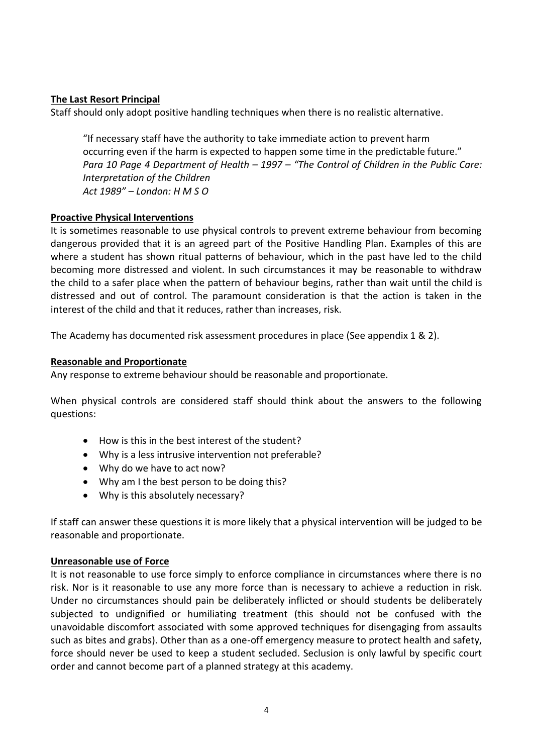**The Last Resort Principal**

Staff should only adopt positive handling techniques when there is no realistic alternative.

> "If necessary staff have the authority to take immediate action to prevent harm occurring even if the harm is expected to happen some time in the predictable future."
> *Para 10 Page 4 Department of Health – 1997 – "The Control of Children in the Public Care: Interpretation of the Children Act 1989" – London: H M S O*

**Proactive Physical Interventions**

It is sometimes reasonable to use physical controls to prevent extreme behaviour from becoming dangerous provided that it is an agreed part of the Positive Handling Plan. Examples of this are where a student has shown ritual patterns of behaviour, which in the past have led to the child becoming more distressed and violent. In such circumstances it may be reasonable to withdraw the child to a safer place when the pattern of behaviour begins, rather than wait until the child is distressed and out of control. The paramount consideration is that the action is taken in the interest of the child and that it reduces, rather than increases, risk.

The Academy has documented risk assessment procedures in place (See appendix 1 & 2).

**Reasonable and Proportionate**

Any response to extreme behaviour should be reasonable and proportionate.

When physical controls are considered staff should think about the answers to the following questions:

- How is this in the best interest of the student?
- Why is a less intrusive intervention not preferable?
- Why do we have to act now?
- Why am I the best person to be doing this?
- Why is this absolutely necessary?

If staff can answer these questions it is more likely that a physical intervention will be judged to be reasonable and proportionate.

**Unreasonable use of Force**

It is not reasonable to use force simply to enforce compliance in circumstances where there is no risk. Nor is it reasonable to use any more force than is necessary to achieve a reduction in risk. Under no circumstances should pain be deliberately inflicted or should students be deliberately subjected to undignified or humiliating treatment (this should not be confused with the unavoidable discomfort associated with some approved techniques for disengaging from assaults such as bites and grabs). Other than as a one-off emergency measure to protect health and safety, force should never be used to keep a student secluded. Seclusion is only lawful by specific court order and cannot become part of a planned strategy at this academy.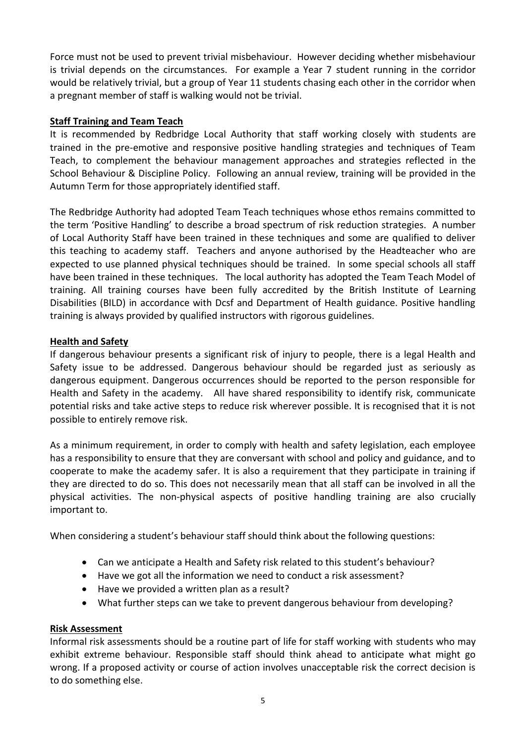Force must not be used to prevent trivial misbehaviour. However deciding whether misbehaviour is trivial depends on the circumstances. For example a Year 7 student running in the corridor would be relatively trivial, but a group of Year 11 students chasing each other in the corridor when a pregnant member of staff is walking would not be trivial.

**Staff Training and Team Teach**

It is recommended by Redbridge Local Authority that staff working closely with students are trained in the pre-emotive and responsive positive handling strategies and techniques of Team Teach, to complement the behaviour management approaches and strategies reflected in the School Behaviour & Discipline Policy. Following an annual review, training will be provided in the Autumn Term for those appropriately identified staff.

The Redbridge Authority had adopted Team Teach techniques whose ethos remains committed to the term 'Positive Handling' to describe a broad spectrum of risk reduction strategies. A number of Local Authority Staff have been trained in these techniques and some are qualified to deliver this teaching to academy staff. Teachers and anyone authorised by the Headteacher who are expected to use planned physical techniques should be trained. In some special schools all staff have been trained in these techniques. The local authority has adopted the Team Teach Model of training. All training courses have been fully accredited by the British Institute of Learning Disabilities (BILD) in accordance with Dcsf and Department of Health guidance. Positive handling training is always provided by qualified instructors with rigorous guidelines.

**Health and Safety**

If dangerous behaviour presents a significant risk of injury to people, there is a legal Health and Safety issue to be addressed. Dangerous behaviour should be regarded just as seriously as dangerous equipment. Dangerous occurrences should be reported to the person responsible for Health and Safety in the academy. All have shared responsibility to identify risk, communicate potential risks and take active steps to reduce risk wherever possible. It is recognised that it is not possible to entirely remove risk.

As a minimum requirement, in order to comply with health and safety legislation, each employee has a responsibility to ensure that they are conversant with school and policy and guidance, and to cooperate to make the academy safer. It is also a requirement that they participate in training if they are directed to do so. This does not necessarily mean that all staff can be involved in all the physical activities. The non-physical aspects of positive handling training are also crucially important to.

When considering a student's behaviour staff should think about the following questions:

- Can we anticipate a Health and Safety risk related to this student's behaviour?
- Have we got all the information we need to conduct a risk assessment?
- Have we provided a written plan as a result?
- What further steps can we take to prevent dangerous behaviour from developing?

**Risk Assessment**

Informal risk assessments should be a routine part of life for staff working with students who may exhibit extreme behaviour. Responsible staff should think ahead to anticipate what might go wrong. If a proposed activity or course of action involves unacceptable risk the correct decision is to do something else.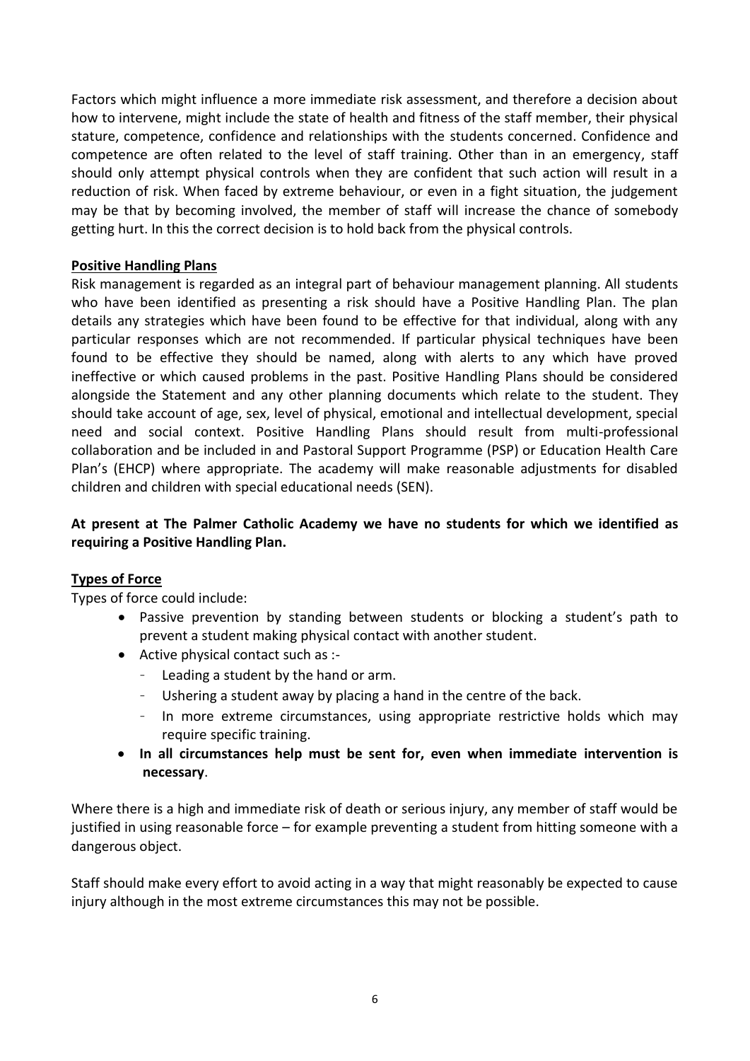Factors which might influence a more immediate risk assessment, and therefore a decision about how to intervene, might include the state of health and fitness of the staff member, their physical stature, competence, confidence and relationships with the students concerned. Confidence and competence are often related to the level of staff training. Other than in an emergency, staff should only attempt physical controls when they are confident that such action will result in a reduction of risk. When faced by extreme behaviour, or even in a fight situation, the judgement may be that by becoming involved, the member of staff will increase the chance of somebody getting hurt. In this the correct decision is to hold back from the physical controls.

**Positive Handling Plans**

Risk management is regarded as an integral part of behaviour management planning. All students who have been identified as presenting a risk should have a Positive Handling Plan. The plan details any strategies which have been found to be effective for that individual, along with any particular responses which are not recommended. If particular physical techniques have been found to be effective they should be named, along with alerts to any which have proved ineffective or which caused problems in the past. Positive Handling Plans should be considered alongside the Statement and any other planning documents which relate to the student. They should take account of age, sex, level of physical, emotional and intellectual development, special need and social context. Positive Handling Plans should result from multi-professional collaboration and be included in and Pastoral Support Programme (PSP) or Education Health Care Plan's (EHCP) where appropriate. The academy will make reasonable adjustments for disabled children and children with special educational needs (SEN).

**At present at The Palmer Catholic Academy we have no students for which we identified as requiring a Positive Handling Plan.**

**Types of Force**

Types of force could include:

- Passive prevention by standing between students or blocking a student's path to prevent a student making physical contact with another student.
- Active physical contact such as :-
  - Leading a student by the hand or arm.
  - Ushering a student away by placing a hand in the centre of the back.
  - In more extreme circumstances, using appropriate restrictive holds which may require specific training.
- **In all circumstances help must be sent for, even when immediate intervention is necessary**.

Where there is a high and immediate risk of death or serious injury, any member of staff would be justified in using reasonable force – for example preventing a student from hitting someone with a dangerous object.

Staff should make every effort to avoid acting in a way that might reasonably be expected to cause injury although in the most extreme circumstances this may not be possible.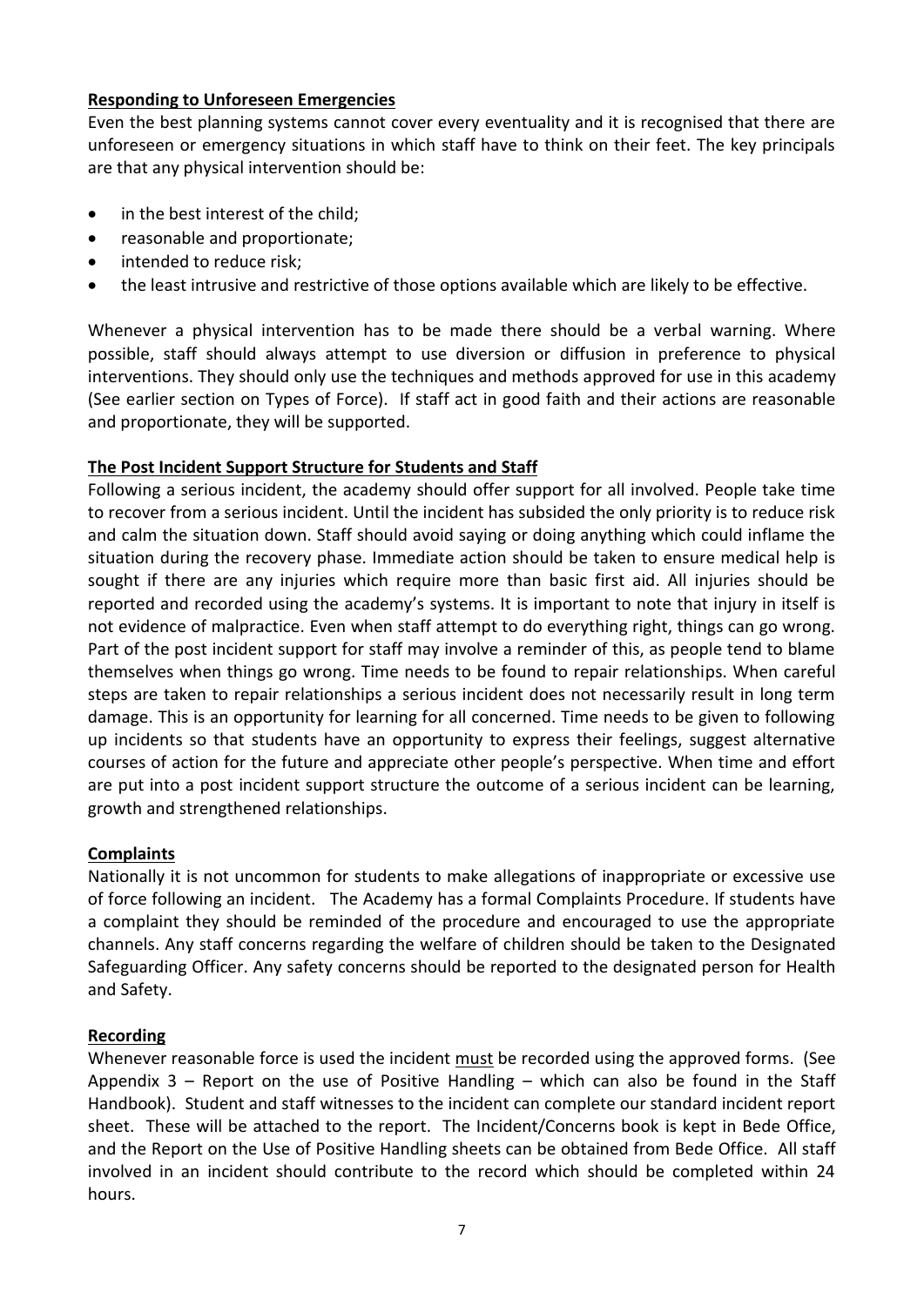**Responding to Unforeseen Emergencies**

Even the best planning systems cannot cover every eventuality and it is recognised that there are unforeseen or emergency situations in which staff have to think on their feet. The key principals are that any physical intervention should be:

- in the best interest of the child;
- reasonable and proportionate;
- intended to reduce risk;
- the least intrusive and restrictive of those options available which are likely to be effective.

Whenever a physical intervention has to be made there should be a verbal warning. Where possible, staff should always attempt to use diversion or diffusion in preference to physical interventions. They should only use the techniques and methods approved for use in this academy (See earlier section on Types of Force). If staff act in good faith and their actions are reasonable and proportionate, they will be supported.

**The Post Incident Support Structure for Students and Staff**

Following a serious incident, the academy should offer support for all involved. People take time to recover from a serious incident. Until the incident has subsided the only priority is to reduce risk and calm the situation down. Staff should avoid saying or doing anything which could inflame the situation during the recovery phase. Immediate action should be taken to ensure medical help is sought if there are any injuries which require more than basic first aid. All injuries should be reported and recorded using the academy's systems. It is important to note that injury in itself is not evidence of malpractice. Even when staff attempt to do everything right, things can go wrong. Part of the post incident support for staff may involve a reminder of this, as people tend to blame themselves when things go wrong. Time needs to be found to repair relationships. When careful steps are taken to repair relationships a serious incident does not necessarily result in long term damage. This is an opportunity for learning for all concerned. Time needs to be given to following up incidents so that students have an opportunity to express their feelings, suggest alternative courses of action for the future and appreciate other people's perspective. When time and effort are put into a post incident support structure the outcome of a serious incident can be learning, growth and strengthened relationships.

**Complaints**

Nationally it is not uncommon for students to make allegations of inappropriate or excessive use of force following an incident. The Academy has a formal Complaints Procedure. If students have a complaint they should be reminded of the procedure and encouraged to use the appropriate channels. Any staff concerns regarding the welfare of children should be taken to the Designated Safeguarding Officer. Any safety concerns should be reported to the designated person for Health and Safety.

**Recording**

Whenever reasonable force is used the incident must be recorded using the approved forms. (See Appendix 3 – Report on the use of Positive Handling – which can also be found in the Staff Handbook). Student and staff witnesses to the incident can complete our standard incident report sheet. These will be attached to the report. The Incident/Concerns book is kept in Bede Office, and the Report on the Use of Positive Handling sheets can be obtained from Bede Office. All staff involved in an incident should contribute to the record which should be completed within 24 hours.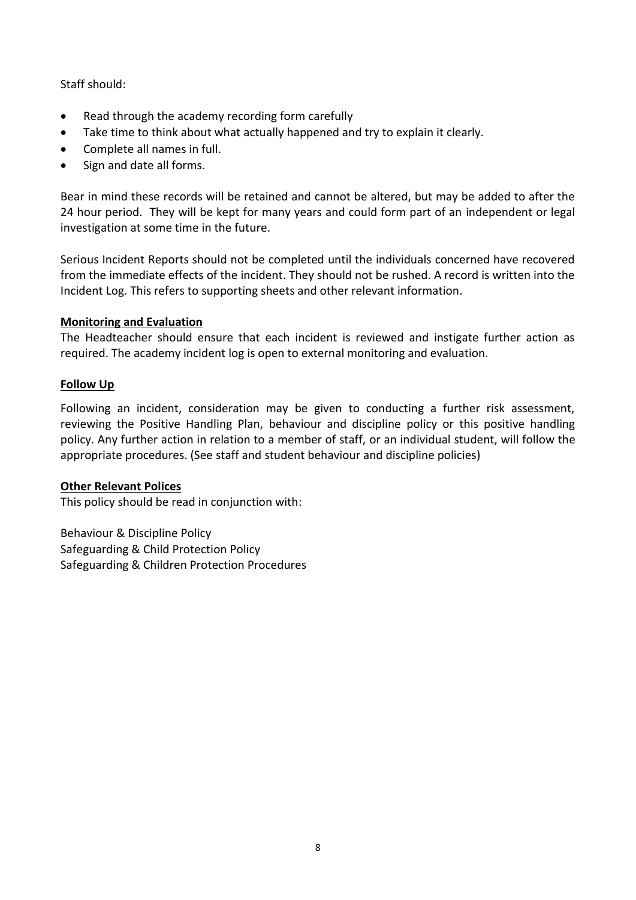Staff should:

- Read through the academy recording form carefully
- Take time to think about what actually happened and try to explain it clearly.
- Complete all names in full.
- Sign and date all forms.

Bear in mind these records will be retained and cannot be altered, but may be added to after the 24 hour period. They will be kept for many years and could form part of an independent or legal investigation at some time in the future.

Serious Incident Reports should not be completed until the individuals concerned have recovered from the immediate effects of the incident. They should not be rushed. A record is written into the Incident Log. This refers to supporting sheets and other relevant information.

**Monitoring and Evaluation**

The Headteacher should ensure that each incident is reviewed and instigate further action as required. The academy incident log is open to external monitoring and evaluation.

**Follow Up**

Following an incident, consideration may be given to conducting a further risk assessment, reviewing the Positive Handling Plan, behaviour and discipline policy or this positive handling policy. Any further action in relation to a member of staff, or an individual student, will follow the appropriate procedures. (See staff and student behaviour and discipline policies)

**Other Relevant Polices**

This policy should be read in conjunction with:

Behaviour & Discipline Policy
Safeguarding & Child Protection Policy
Safeguarding & Children Protection Procedures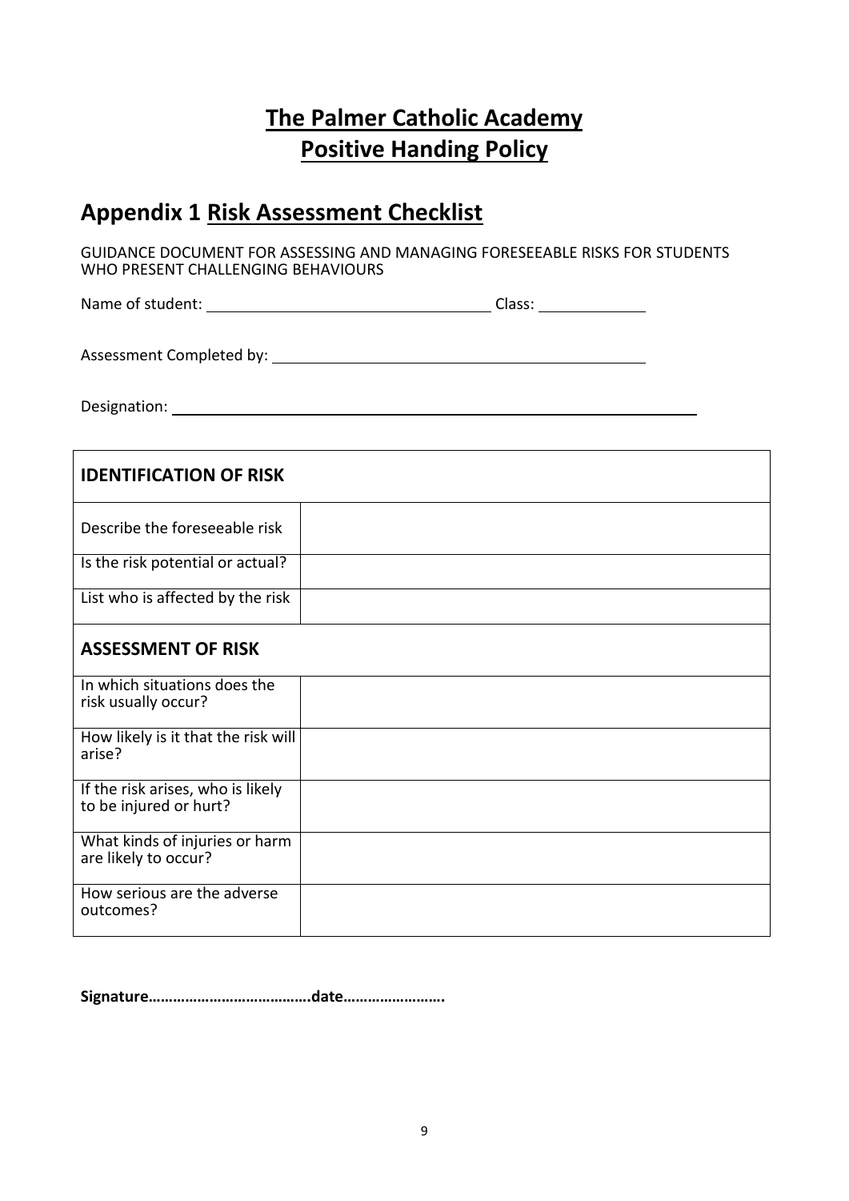# The Palmer Catholic Academy
# Positive Handing Policy

## Appendix 1 Risk Assessment Checklist

GUIDANCE DOCUMENT FOR ASSESSING AND MANAGING FORESEEABLE RISKS FOR STUDENTS WHO PRESENT CHALLENGING BEHAVIOURS

Name of student: ______________________ Class: __________

Assessment Completed by: ______________________________

Designation: ______________________________________________

| **IDENTIFICATION OF RISK** | |
|---|---|
| Describe the foreseeable risk | |
| Is the risk potential or actual? | |
| List who is affected by the risk | |
| **ASSESSMENT OF RISK** | |
| In which situations does the risk usually occur? | |
| How likely is it that the risk will arise? | |
| If the risk arises, who is likely to be injured or hurt? | |
| What kinds of injuries or harm are likely to occur? | |
| How serious are the adverse outcomes? | |

**Signature……………………………….date…………………….**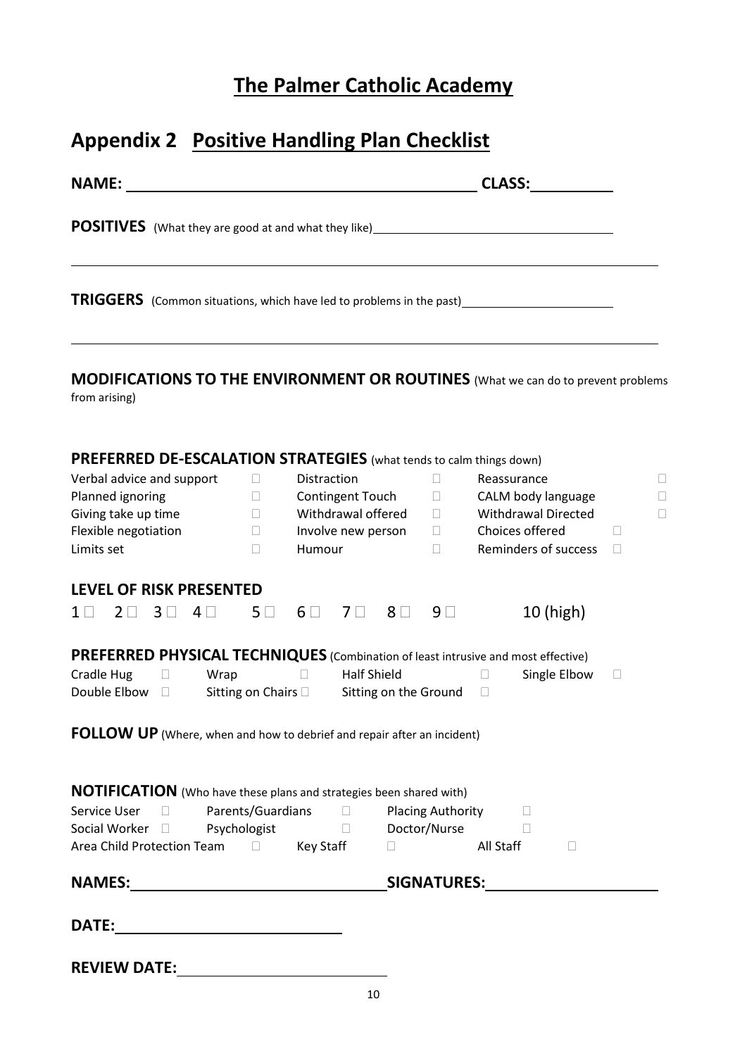# The Palmer Catholic Academy

## Appendix 2 Positive Handling Plan Checklist

**NAME:** ______________________________ **CLASS:** __________

**POSITIVES** (What they are good at and what they like) ______________________________

______________________________________________________________________

**TRIGGERS** (Common situations, which have led to problems in the past) ______________________________

______________________________________________________________________

**MODIFICATIONS TO THE ENVIRONMENT OR ROUTINES** (What we can do to prevent problems from arising)

**PREFERRED DE-ESCALATION STRATEGIES** (what tends to calm things down)

| | | | | | |
|---|---|---|---|---|---|
| Verbal advice and support | ☐ | Distraction | ☐ | Reassurance | ☐ |
| Planned ignoring | ☐ | Contingent Touch | ☐ | CALM body language | ☐ |
| Giving take up time | ☐ | Withdrawal offered | ☐ | Withdrawal Directed | ☐ |
| Flexible negotiation | ☐ | Involve new person | ☐ | Choices offered | ☐ |
| Limits set | ☐ | Humour | ☐ | Reminders of success | ☐ |

**LEVEL OF RISK PRESENTED**

1 ☐ 2 ☐ 3 ☐ 4 ☐ 5 ☐ 6 ☐ 7 ☐ 8 ☐ 9 ☐ 10 (high)

**PREFERRED PHYSICAL TECHNIQUES** (Combination of least intrusive and most effective)

| | | | | | | | |
|---|---|---|---|---|---|---|---|
| Cradle Hug | ☐ | Wrap | ☐ | Half Shield | ☐ | Single Elbow | ☐ |
| Double Elbow | ☐ | Sitting on Chairs | ☐ | Sitting on the Ground | ☐ | | |

**FOLLOW UP** (Where, when and how to debrief and repair after an incident)

**NOTIFICATION** (Who have these plans and strategies been shared with)

| | | | | | | | |
|---|---|---|---|---|---|---|---|
| Service User | ☐ | Parents/Guardians | ☐ | Placing Authority | ☐ | | |
| Social Worker | ☐ | Psychologist | ☐ | Doctor/Nurse | ☐ | | |
| Area Child Protection Team | ☐ | Key Staff | ☐ | All Staff | ☐ | | |

**NAMES:** ______________________________ **SIGNATURES:** ______________________________

**DATE:** ______________________________

**REVIEW DATE:** ______________________________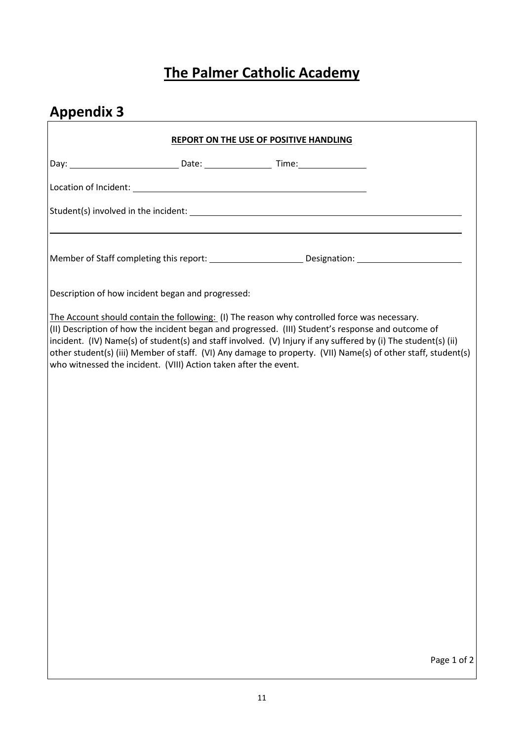# The Palmer Catholic Academy

## Appendix 3

**REPORT ON THE USE OF POSITIVE HANDLING**

Day: ______________________ Date: ______________ Time: ______________

Location of Incident: ______________________________________________

Student(s) involved in the incident: ______________________________________________

______________________________________________________________________________

Member of Staff completing this report: ____________________ Designation: ______________________

Description of how incident began and progressed:

The Account should contain the following: (I) The reason why controlled force was necessary. (II) Description of how the incident began and progressed. (III) Student's response and outcome of incident. (IV) Name(s) of student(s) and staff involved. (V) Injury if any suffered by (i) The student(s) (ii) other student(s) (iii) Member of staff. (VI) Any damage to property. (VII) Name(s) of other staff, student(s) who witnessed the incident. (VIII) Action taken after the event.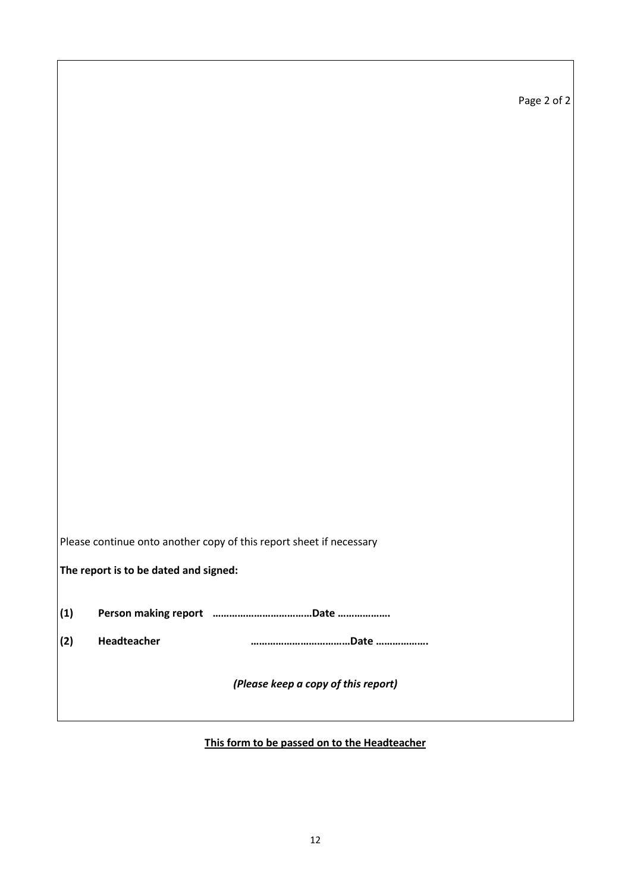Please continue onto another copy of this report sheet if necessary

**The report is to be dated and signed:**

**(1) Person making report ………………………………Date ……………….**

**(2) Headteacher ………………………………Date ……………….**

***(Please keep a copy of this report)***

**<u>This form to be passed on to the Headteacher</u>**